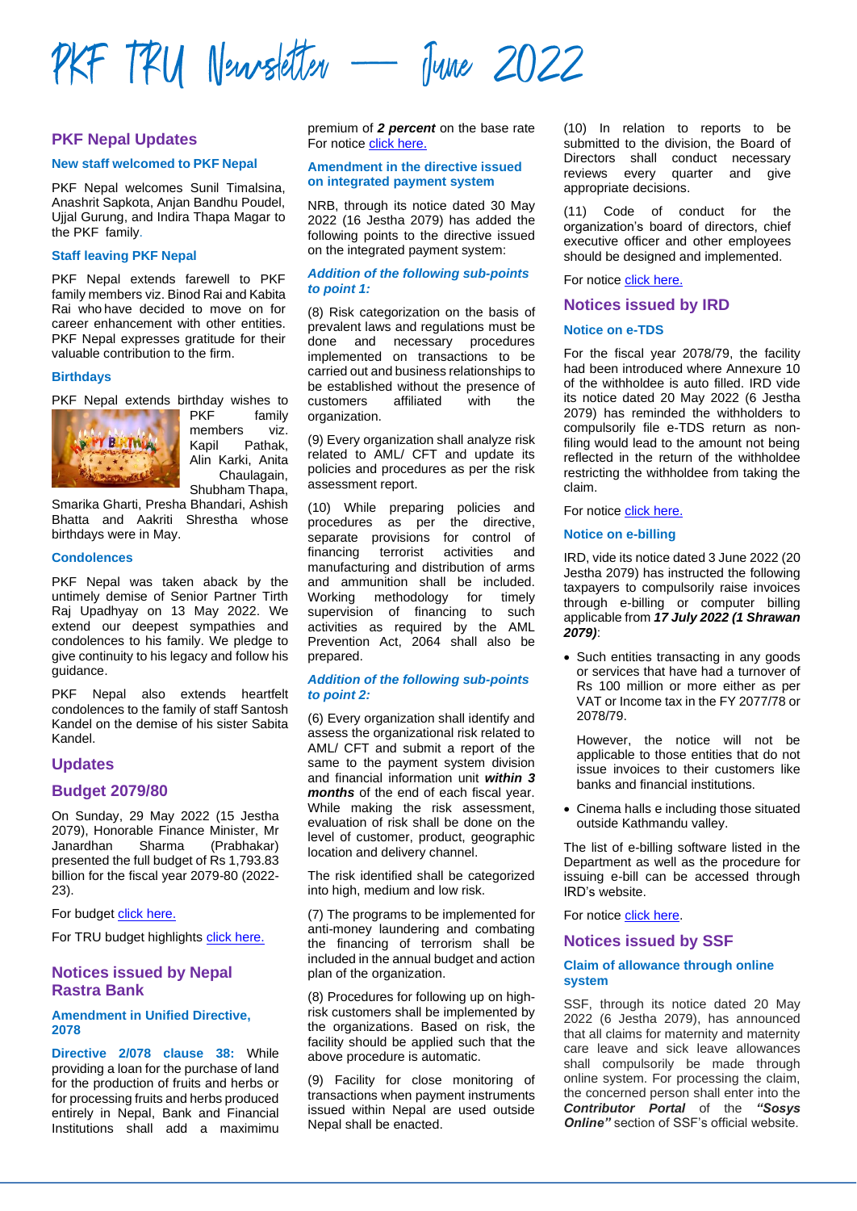# PKF TRU Newsletter — June 2022

## PKF Nepal Updates

### New staff welcomed to PKF Nepal

PKF Nepal welcomes Sunil Timalsina, Anashrit Sapkota, Anjan Bandhu Poudel, Ujjal Gurung, and Indira Thapa Magar to the PKF family.

### Staff leaving PKF Nepal

PKF Nepal extends farewell to PKF family members viz. Binod Rai and Kabita Rai who have decided to move on for career enhancement with other entities. PKF Nepal expresses gratitude for their valuable contribution to the firm.

### Birthdays

PKF Nepal extends birthday wishes to PKF family members viz. Kapil Pathak, Alin Karki, Anita Chaulagain, Shubham Thapa, Smarika Gharti, Presha Bhandari, Ashish Bhatta and Aakriti Shrestha whose birthdays were in May.

### Condolences

PKF Nepal was taken aback by the untimely demise of Senior Partner Tirth Raj Upadhyay on 13 May 2022. We extend our deepest sympathies and condolences to his family. We pledge to give continuity to his legacy and follow his guidance.

PKF Nepal also extends heartfelt condolences to the family of staff Santosh Kandel on the demise of his sister Sabita Kandel.

## Updates

## Budget 2079/80

On Sunday, 29 May 2022 (15 Jestha 2079), Honorable Finance Minister, Mr Janardhan Sharma (Prabhakar) presented the full budget of Rs 1,793.83 billion for the fiscal year 2079-80 (2022-23).

For budget click here.

For TRU budget highlights click here.

## Notices issued by Nepal Rastra Bank

### Amendment in Unified Directive, 2078

**Directive 2/078 clause 38:** While providing a loan for the purchase of land for the production of fruits and herbs or for processing fruits and herbs produced entirely in Nepal, Bank and Financial Institutions shall add a maximimu premium of ***2 percent*** on the base rate For notice click here.

### Amendment in the directive issued on integrated payment system

NRB, through its notice dated 30 May 2022 (16 Jestha 2079) has added the following points to the directive issued on the integrated payment system:

#### *Addition of the following sub-points to point 1:*

(8) Risk categorization on the basis of prevalent laws and regulations must be done and necessary procedures implemented on transactions to be carried out and business relationships to be established without the presence of customers affiliated with the organization.

(9) Every organization shall analyze risk related to AML/ CFT and update its policies and procedures as per the risk assessment report.

(10) While preparing policies and procedures as per the directive, separate provisions for control of financing terrorist activities and manufacturing and distribution of arms and ammunition shall be included. Working methodology for timely supervision of financing to such activities as required by the AML Prevention Act, 2064 shall also be prepared.

#### *Addition of the following sub-points to point 2:*

(6) Every organization shall identify and assess the organizational risk related to AML/ CFT and submit a report of the same to the payment system division and financial information unit ***within 3 months*** of the end of each fiscal year. While making the risk assessment, evaluation of risk shall be done on the level of customer, product, geographic location and delivery channel.

The risk identified shall be categorized into high, medium and low risk.

(7) The programs to be implemented for anti-money laundering and combating the financing of terrorism shall be included in the annual budget and action plan of the organization.

(8) Procedures for following up on high-risk customers shall be implemented by the organizations. Based on risk, the facility should be applied such that the above procedure is automatic.

(9) Facility for close monitoring of transactions when payment instruments issued within Nepal are used outside Nepal shall be enacted.

(10) In relation to reports to be submitted to the division, the Board of Directors shall conduct necessary reviews every quarter and give appropriate decisions.

(11) Code of conduct for the organization's board of directors, chief executive officer and other employees should be designed and implemented.

For notice click here.

## Notices issued by IRD

### Notice on e-TDS

For the fiscal year 2078/79, the facility had been introduced where Annexure 10 of the withholdee is auto filled. IRD vide its notice dated 20 May 2022 (6 Jestha 2079) has reminded the withholders to compulsorily file e-TDS return as non-filing would lead to the amount not being reflected in the return of the withholdee restricting the withholdee from taking the claim.

For notice click here.

### Notice on e-billing

IRD, vide its notice dated 3 June 2022 (20 Jestha 2079) has instructed the following taxpayers to compulsorily raise invoices through e-billing or computer billing applicable from ***17 July 2022 (1 Shrawan 2079)***:

- Such entities transacting in any goods or services that have had a turnover of Rs 100 million or more either as per VAT or Income tax in the FY 2077/78 or 2078/79.

  However, the notice will not be applicable to those entities that do not issue invoices to their customers like banks and financial institutions.

- Cinema halls e including those situated outside Kathmandu valley.

The list of e-billing software listed in the Department as well as the procedure for issuing e-bill can be accessed through IRD's website.

For notice click here.

## Notices issued by SSF

### Claim of allowance through online system

SSF, through its notice dated 20 May 2022 (6 Jestha 2079), has announced that all claims for maternity and maternity care leave and sick leave allowances shall compulsorily be made through online system. For processing the claim, the concerned person shall enter into the ***Contributor Portal*** of the ***"Sosys Online"*** section of SSF's official website.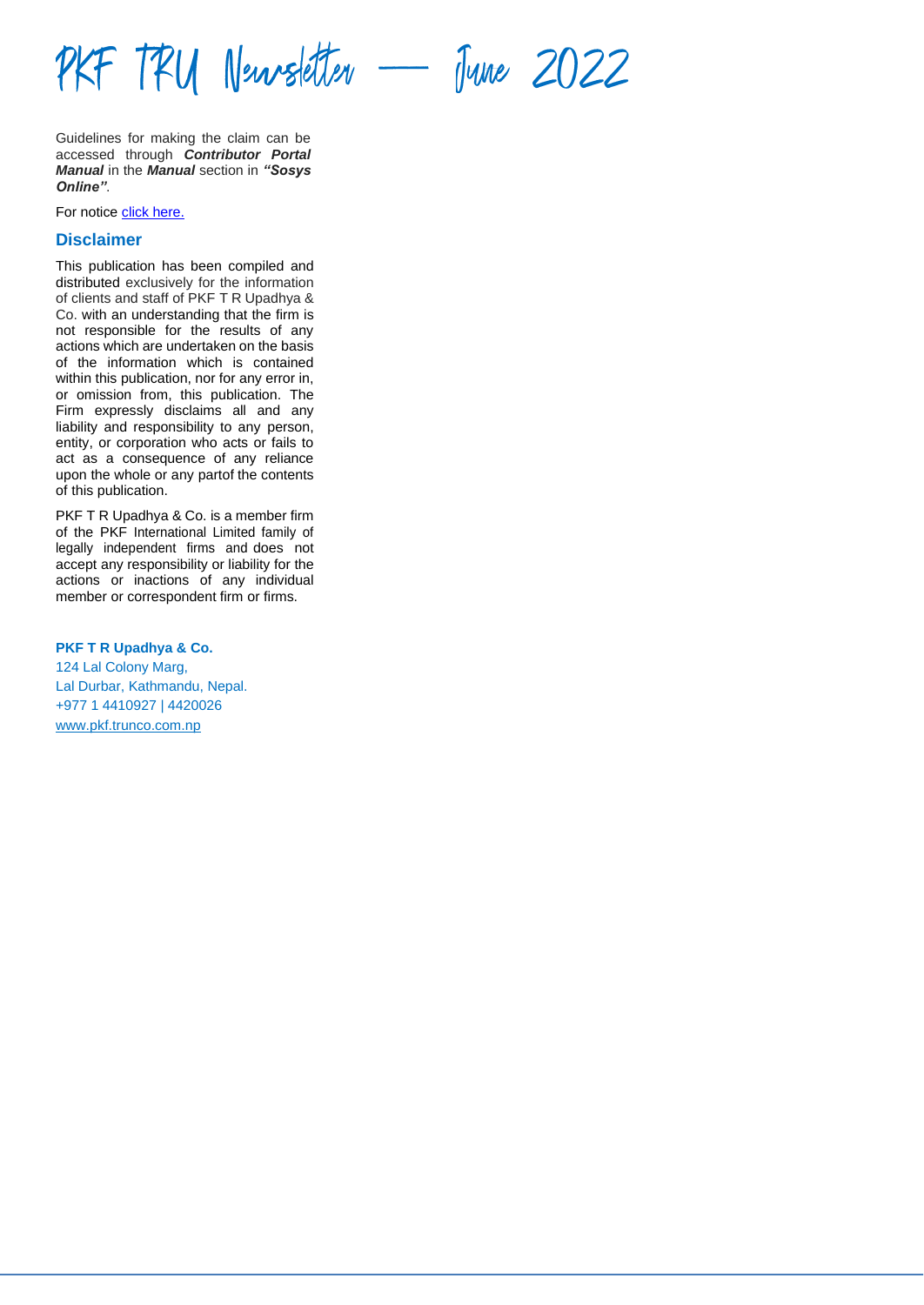Guidelines for making the claim can be accessed through ***Contributor Portal Manual*** in the ***Manual*** section in ***"Sosys Online"***.

For notice click here.

## Disclaimer

This publication has been compiled and distributed exclusively for the information of clients and staff of PKF T R Upadhya & Co. with an understanding that the firm is not responsible for the results of any actions which are undertaken on the basis of the information which is contained within this publication, nor for any error in, or omission from, this publication. The Firm expressly disclaims all and any liability and responsibility to any person, entity, or corporation who acts or fails to act as a consequence of any reliance upon the whole or any partof the contents of this publication.

PKF T R Upadhya & Co. is a member firm of the PKF International Limited family of legally independent firms and does not accept any responsibility or liability for the actions or inactions of any individual member or correspondent firm or firms.

**PKF T R Upadhya & Co.**
124 Lal Colony Marg,
Lal Durbar, Kathmandu, Nepal.
+977 1 4410927 | 4420026
www.pkf.trunco.com.np